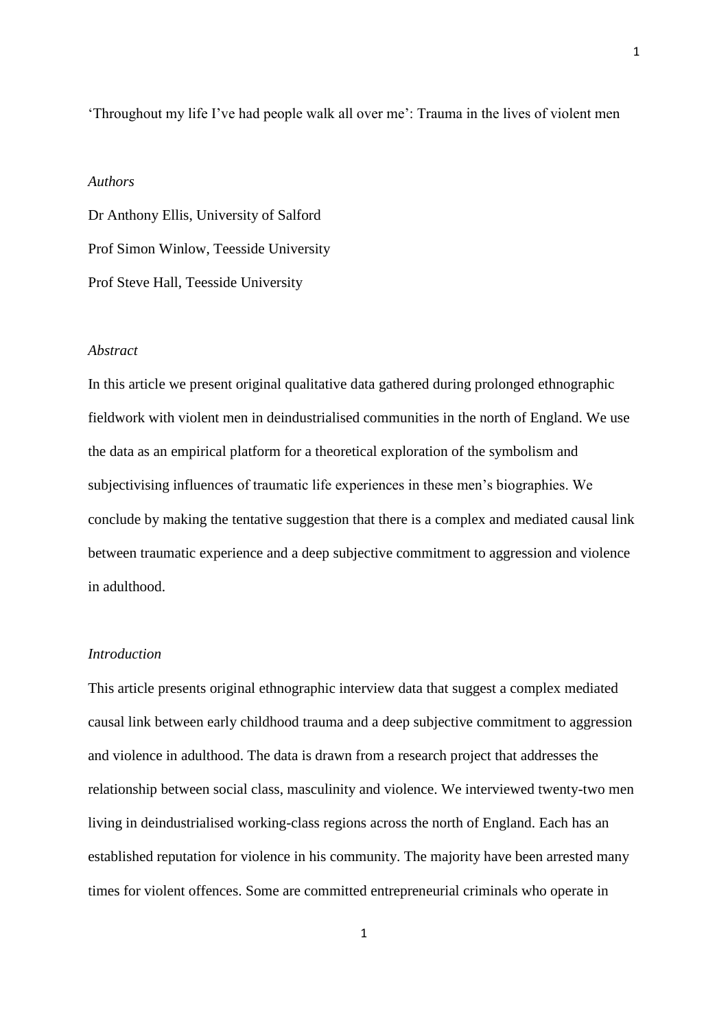# 'Throughout my life I've had people walk all over me': Trauma in the lives of violent men

*Authors*

Dr Anthony Ellis, University of Salford

Prof Simon Winlow, Teesside University

Prof Steve Hall, Teesside University

*Abstract*

In this article we present original qualitative data gathered during prolonged ethnographic fieldwork with violent men in deindustrialised communities in the north of England. We use the data as an empirical platform for a theoretical exploration of the symbolism and subjectivising influences of traumatic life experiences in these men's biographies. We conclude by making the tentative suggestion that there is a complex and mediated causal link between traumatic experience and a deep subjective commitment to aggression and violence in adulthood.

*Introduction*

This article presents original ethnographic interview data that suggest a complex mediated causal link between early childhood trauma and a deep subjective commitment to aggression and violence in adulthood. The data is drawn from a research project that addresses the relationship between social class, masculinity and violence. We interviewed twenty-two men living in deindustrialised working-class regions across the north of England. Each has an established reputation for violence in his community. The majority have been arrested many times for violent offences. Some are committed entrepreneurial criminals who operate in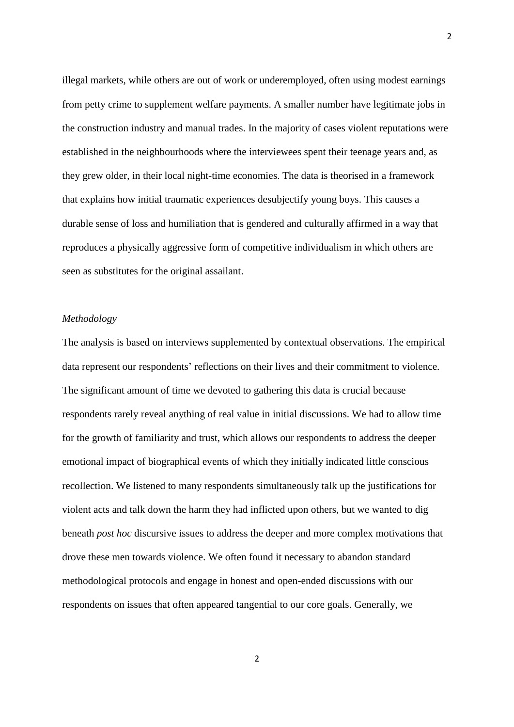illegal markets, while others are out of work or underemployed, often using modest earnings from petty crime to supplement welfare payments. A smaller number have legitimate jobs in the construction industry and manual trades. In the majority of cases violent reputations were established in the neighbourhoods where the interviewees spent their teenage years and, as they grew older, in their local night-time economies. The data is theorised in a framework that explains how initial traumatic experiences desubjectify young boys. This causes a durable sense of loss and humiliation that is gendered and culturally affirmed in a way that reproduces a physically aggressive form of competitive individualism in which others are seen as substitutes for the original assailant.

*Methodology*

The analysis is based on interviews supplemented by contextual observations. The empirical data represent our respondents' reflections on their lives and their commitment to violence. The significant amount of time we devoted to gathering this data is crucial because respondents rarely reveal anything of real value in initial discussions. We had to allow time for the growth of familiarity and trust, which allows our respondents to address the deeper emotional impact of biographical events of which they initially indicated little conscious recollection. We listened to many respondents simultaneously talk up the justifications for violent acts and talk down the harm they had inflicted upon others, but we wanted to dig beneath *post hoc* discursive issues to address the deeper and more complex motivations that drove these men towards violence. We often found it necessary to abandon standard methodological protocols and engage in honest and open-ended discussions with our respondents on issues that often appeared tangential to our core goals. Generally, we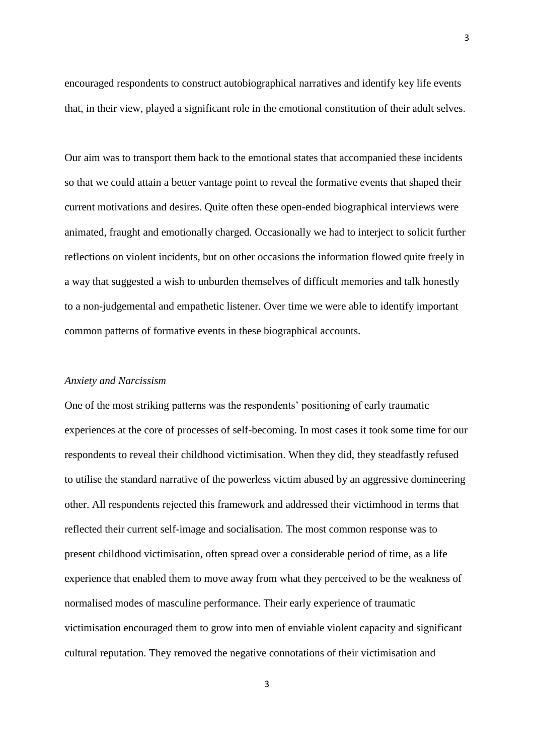encouraged respondents to construct autobiographical narratives and identify key life events that, in their view, played a significant role in the emotional constitution of their adult selves.

Our aim was to transport them back to the emotional states that accompanied these incidents so that we could attain a better vantage point to reveal the formative events that shaped their current motivations and desires. Quite often these open-ended biographical interviews were animated, fraught and emotionally charged. Occasionally we had to interject to solicit further reflections on violent incidents, but on other occasions the information flowed quite freely in a way that suggested a wish to unburden themselves of difficult memories and talk honestly to a non-judgemental and empathetic listener. Over time we were able to identify important common patterns of formative events in these biographical accounts.

*Anxiety and Narcissism*

One of the most striking patterns was the respondents' positioning of early traumatic experiences at the core of processes of self-becoming. In most cases it took some time for our respondents to reveal their childhood victimisation. When they did, they steadfastly refused to utilise the standard narrative of the powerless victim abused by an aggressive domineering other. All respondents rejected this framework and addressed their victimhood in terms that reflected their current self-image and socialisation. The most common response was to present childhood victimisation, often spread over a considerable period of time, as a life experience that enabled them to move away from what they perceived to be the weakness of normalised modes of masculine performance. Their early experience of traumatic victimisation encouraged them to grow into men of enviable violent capacity and significant cultural reputation. They removed the negative connotations of their victimisation and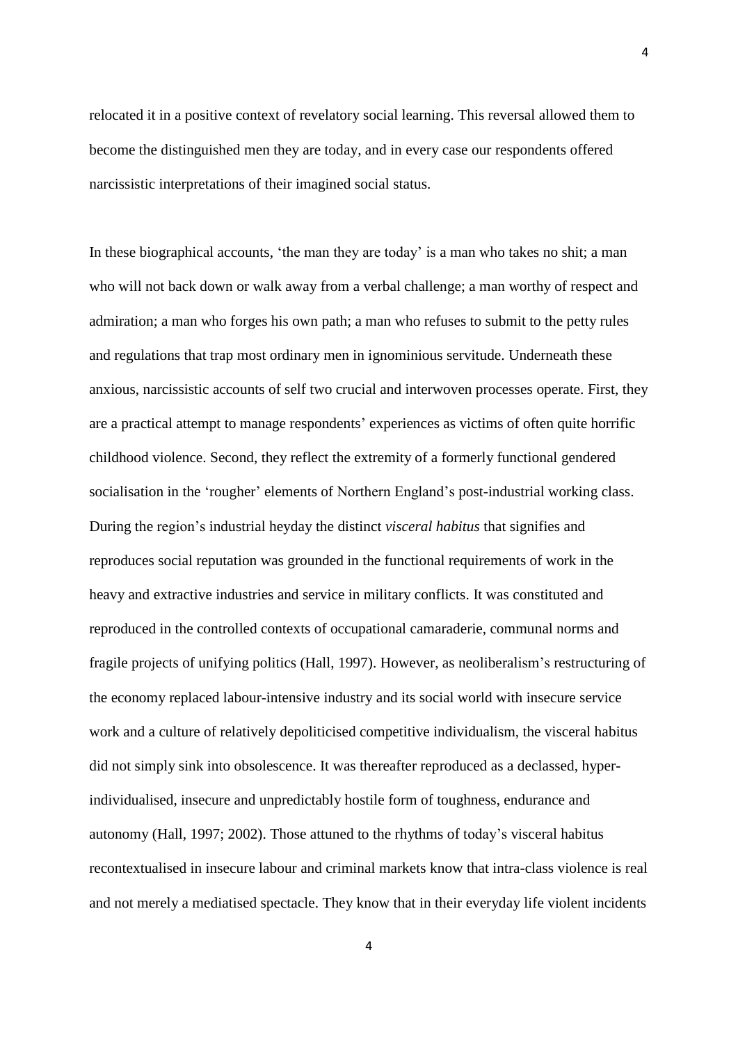relocated it in a positive context of revelatory social learning. This reversal allowed them to become the distinguished men they are today, and in every case our respondents offered narcissistic interpretations of their imagined social status.

In these biographical accounts, 'the man they are today' is a man who takes no shit; a man who will not back down or walk away from a verbal challenge; a man worthy of respect and admiration; a man who forges his own path; a man who refuses to submit to the petty rules and regulations that trap most ordinary men in ignominious servitude. Underneath these anxious, narcissistic accounts of self two crucial and interwoven processes operate. First, they are a practical attempt to manage respondents' experiences as victims of often quite horrific childhood violence. Second, they reflect the extremity of a formerly functional gendered socialisation in the 'rougher' elements of Northern England's post-industrial working class. During the region's industrial heyday the distinct *visceral habitus* that signifies and reproduces social reputation was grounded in the functional requirements of work in the heavy and extractive industries and service in military conflicts. It was constituted and reproduced in the controlled contexts of occupational camaraderie, communal norms and fragile projects of unifying politics (Hall, 1997). However, as neoliberalism's restructuring of the economy replaced labour-intensive industry and its social world with insecure service work and a culture of relatively depoliticised competitive individualism, the visceral habitus did not simply sink into obsolescence. It was thereafter reproduced as a declassed, hyper-individualised, insecure and unpredictably hostile form of toughness, endurance and autonomy (Hall, 1997; 2002). Those attuned to the rhythms of today's visceral habitus recontextualised in insecure labour and criminal markets know that intra-class violence is real and not merely a mediatised spectacle. They know that in their everyday life violent incidents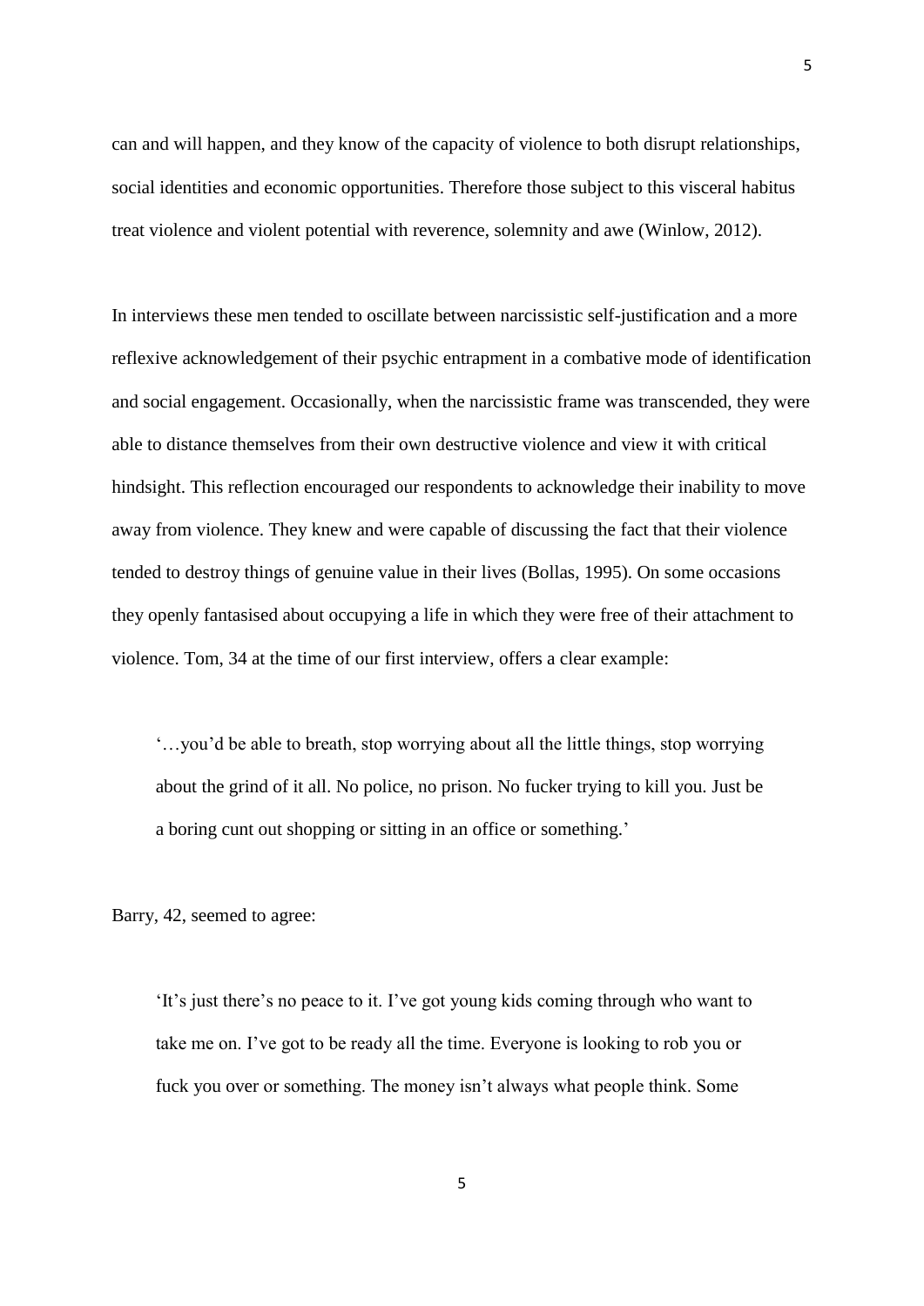can and will happen, and they know of the capacity of violence to both disrupt relationships, social identities and economic opportunities. Therefore those subject to this visceral habitus treat violence and violent potential with reverence, solemnity and awe (Winlow, 2012).

In interviews these men tended to oscillate between narcissistic self-justification and a more reflexive acknowledgement of their psychic entrapment in a combative mode of identification and social engagement. Occasionally, when the narcissistic frame was transcended, they were able to distance themselves from their own destructive violence and view it with critical hindsight. This reflection encouraged our respondents to acknowledge their inability to move away from violence. They knew and were capable of discussing the fact that their violence tended to destroy things of genuine value in their lives (Bollas, 1995). On some occasions they openly fantasised about occupying a life in which they were free of their attachment to violence. Tom, 34 at the time of our first interview, offers a clear example:

> '…you'd be able to breath, stop worrying about all the little things, stop worrying about the grind of it all. No police, no prison. No fucker trying to kill you. Just be a boring cunt out shopping or sitting in an office or something.'

Barry, 42, seemed to agree:

> 'It's just there's no peace to it. I've got young kids coming through who want to take me on. I've got to be ready all the time. Everyone is looking to rob you or fuck you over or something. The money isn't always what people think. Some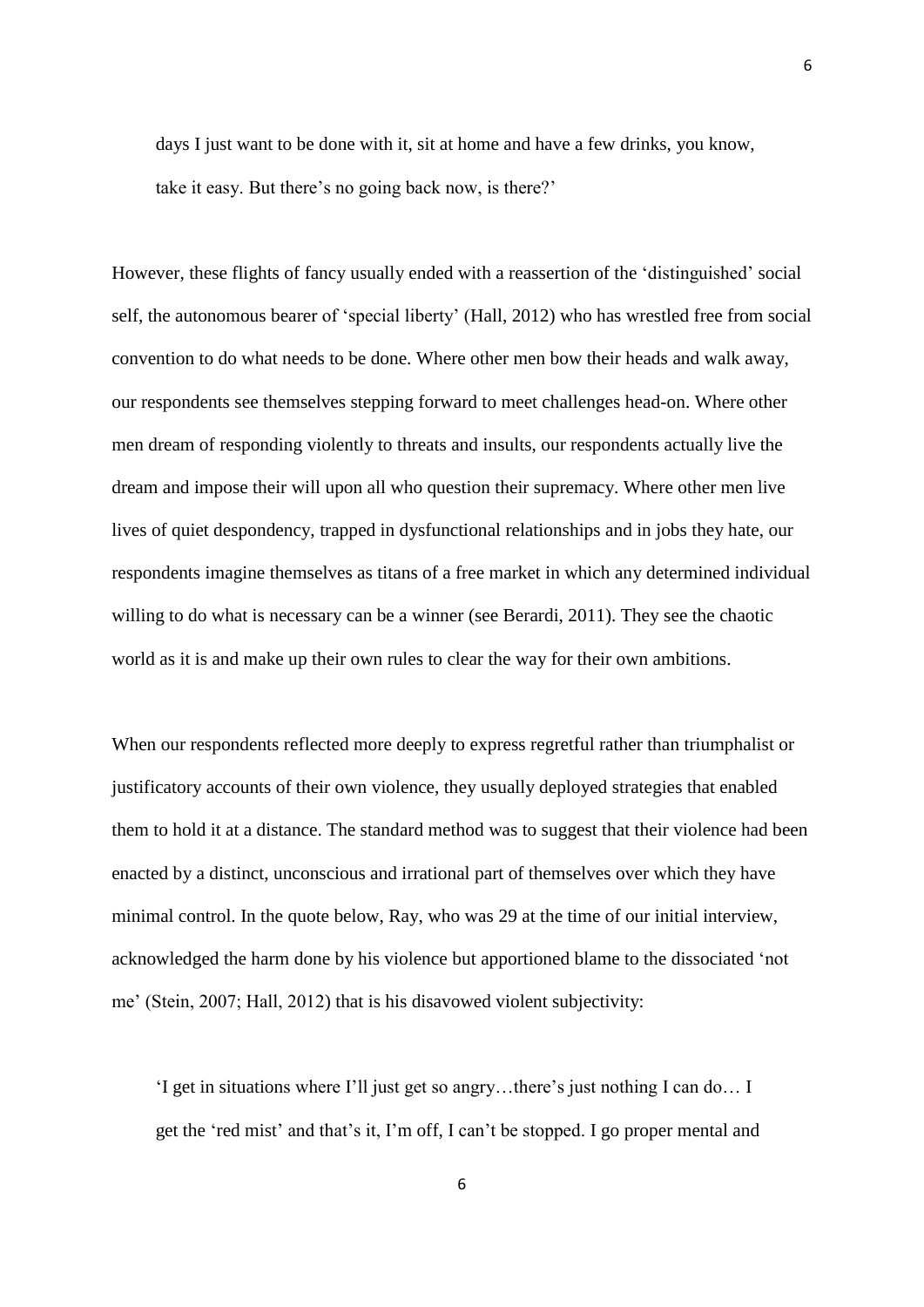> days I just want to be done with it, sit at home and have a few drinks, you know, take it easy. But there's no going back now, is there?'

However, these flights of fancy usually ended with a reassertion of the 'distinguished' social self, the autonomous bearer of 'special liberty' (Hall, 2012) who has wrestled free from social convention to do what needs to be done. Where other men bow their heads and walk away, our respondents see themselves stepping forward to meet challenges head-on. Where other men dream of responding violently to threats and insults, our respondents actually live the dream and impose their will upon all who question their supremacy. Where other men live lives of quiet despondency, trapped in dysfunctional relationships and in jobs they hate, our respondents imagine themselves as titans of a free market in which any determined individual willing to do what is necessary can be a winner (see Berardi, 2011). They see the chaotic world as it is and make up their own rules to clear the way for their own ambitions.

When our respondents reflected more deeply to express regretful rather than triumphalist or justificatory accounts of their own violence, they usually deployed strategies that enabled them to hold it at a distance. The standard method was to suggest that their violence had been enacted by a distinct, unconscious and irrational part of themselves over which they have minimal control. In the quote below, Ray, who was 29 at the time of our initial interview, acknowledged the harm done by his violence but apportioned blame to the dissociated 'not me' (Stein, 2007; Hall, 2012) that is his disavowed violent subjectivity:

> 'I get in situations where I'll just get so angry…there's just nothing I can do… I get the 'red mist' and that's it, I'm off, I can't be stopped. I go proper mental and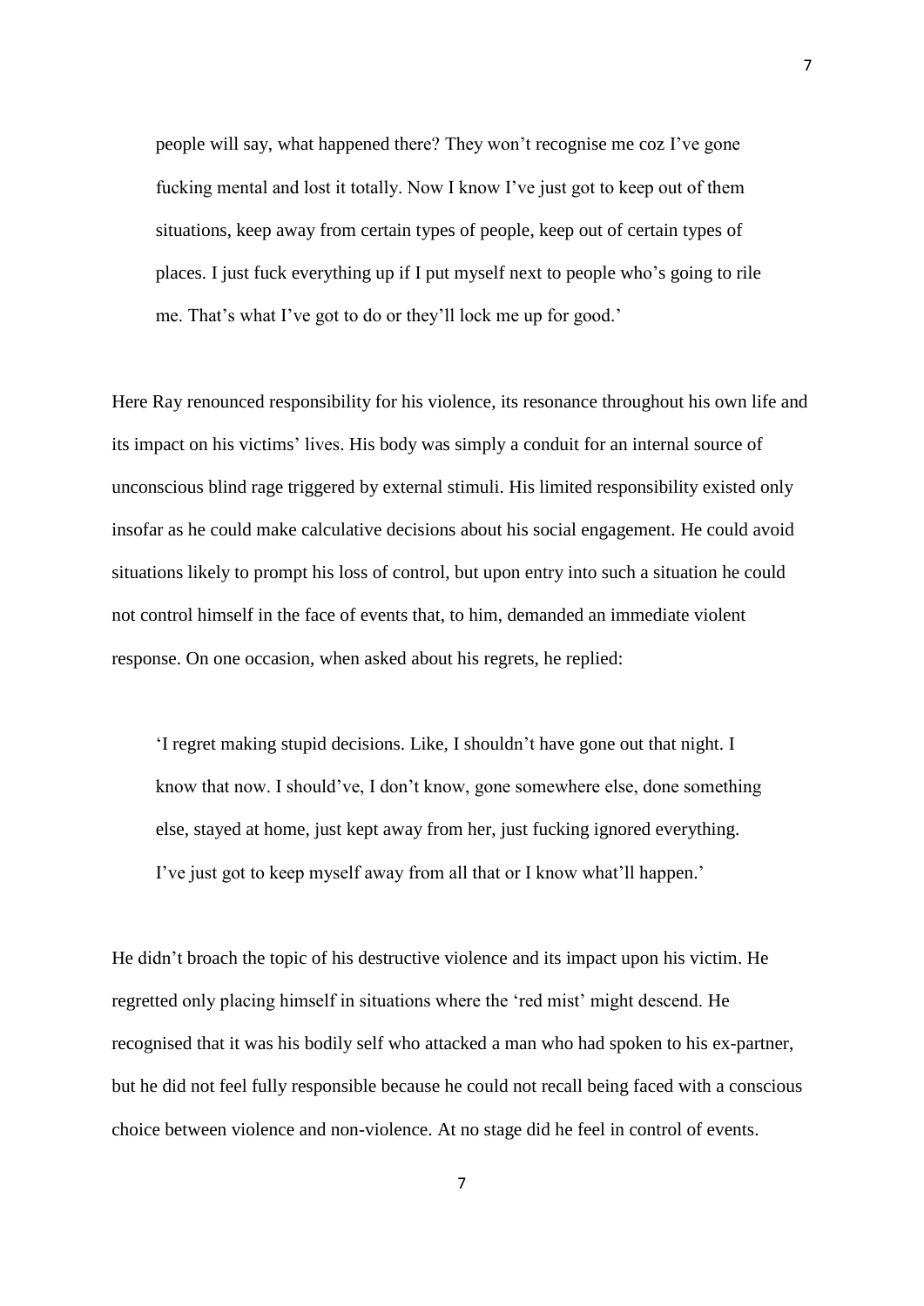> people will say, what happened there? They won't recognise me coz I've gone fucking mental and lost it totally. Now I know I've just got to keep out of them situations, keep away from certain types of people, keep out of certain types of places. I just fuck everything up if I put myself next to people who's going to rile me. That's what I've got to do or they'll lock me up for good.'

Here Ray renounced responsibility for his violence, its resonance throughout his own life and its impact on his victims' lives. His body was simply a conduit for an internal source of unconscious blind rage triggered by external stimuli. His limited responsibility existed only insofar as he could make calculative decisions about his social engagement. He could avoid situations likely to prompt his loss of control, but upon entry into such a situation he could not control himself in the face of events that, to him, demanded an immediate violent response. On one occasion, when asked about his regrets, he replied:

> 'I regret making stupid decisions. Like, I shouldn't have gone out that night. I know that now. I should've, I don't know, gone somewhere else, done something else, stayed at home, just kept away from her, just fucking ignored everything. I've just got to keep myself away from all that or I know what'll happen.'

He didn't broach the topic of his destructive violence and its impact upon his victim. He regretted only placing himself in situations where the 'red mist' might descend. He recognised that it was his bodily self who attacked a man who had spoken to his ex-partner, but he did not feel fully responsible because he could not recall being faced with a conscious choice between violence and non-violence. At no stage did he feel in control of events.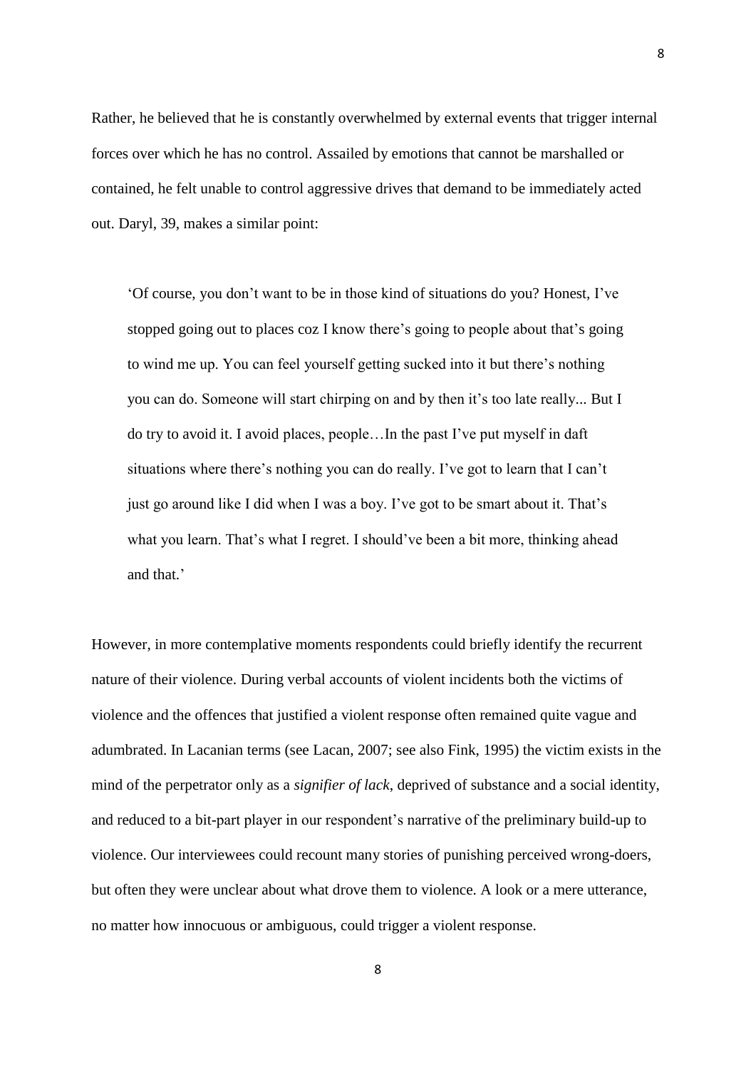Rather, he believed that he is constantly overwhelmed by external events that trigger internal forces over which he has no control. Assailed by emotions that cannot be marshalled or contained, he felt unable to control aggressive drives that demand to be immediately acted out. Daryl, 39, makes a similar point:

> 'Of course, you don't want to be in those kind of situations do you? Honest, I've stopped going out to places coz I know there's going to people about that's going to wind me up. You can feel yourself getting sucked into it but there's nothing you can do. Someone will start chirping on and by then it's too late really... But I do try to avoid it. I avoid places, people…In the past I've put myself in daft situations where there's nothing you can do really. I've got to learn that I can't just go around like I did when I was a boy. I've got to be smart about it. That's what you learn. That's what I regret. I should've been a bit more, thinking ahead and that.'

However, in more contemplative moments respondents could briefly identify the recurrent nature of their violence. During verbal accounts of violent incidents both the victims of violence and the offences that justified a violent response often remained quite vague and adumbrated. In Lacanian terms (see Lacan, 2007; see also Fink, 1995) the victim exists in the mind of the perpetrator only as a *signifier of lack*, deprived of substance and a social identity, and reduced to a bit-part player in our respondent's narrative of the preliminary build-up to violence. Our interviewees could recount many stories of punishing perceived wrong-doers, but often they were unclear about what drove them to violence. A look or a mere utterance, no matter how innocuous or ambiguous, could trigger a violent response.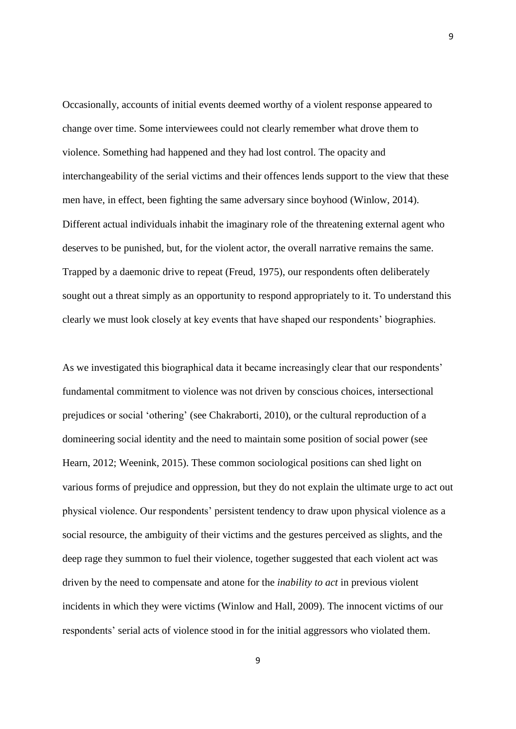Occasionally, accounts of initial events deemed worthy of a violent response appeared to change over time. Some interviewees could not clearly remember what drove them to violence. Something had happened and they had lost control. The opacity and interchangeability of the serial victims and their offences lends support to the view that these men have, in effect, been fighting the same adversary since boyhood (Winlow, 2014). Different actual individuals inhabit the imaginary role of the threatening external agent who deserves to be punished, but, for the violent actor, the overall narrative remains the same. Trapped by a daemonic drive to repeat (Freud, 1975), our respondents often deliberately sought out a threat simply as an opportunity to respond appropriately to it. To understand this clearly we must look closely at key events that have shaped our respondents' biographies.

As we investigated this biographical data it became increasingly clear that our respondents' fundamental commitment to violence was not driven by conscious choices, intersectional prejudices or social 'othering' (see Chakraborti, 2010), or the cultural reproduction of a domineering social identity and the need to maintain some position of social power (see Hearn, 2012; Weenink, 2015). These common sociological positions can shed light on various forms of prejudice and oppression, but they do not explain the ultimate urge to act out physical violence. Our respondents' persistent tendency to draw upon physical violence as a social resource, the ambiguity of their victims and the gestures perceived as slights, and the deep rage they summon to fuel their violence, together suggested that each violent act was driven by the need to compensate and atone for the *inability to act* in previous violent incidents in which they were victims (Winlow and Hall, 2009). The innocent victims of our respondents' serial acts of violence stood in for the initial aggressors who violated them.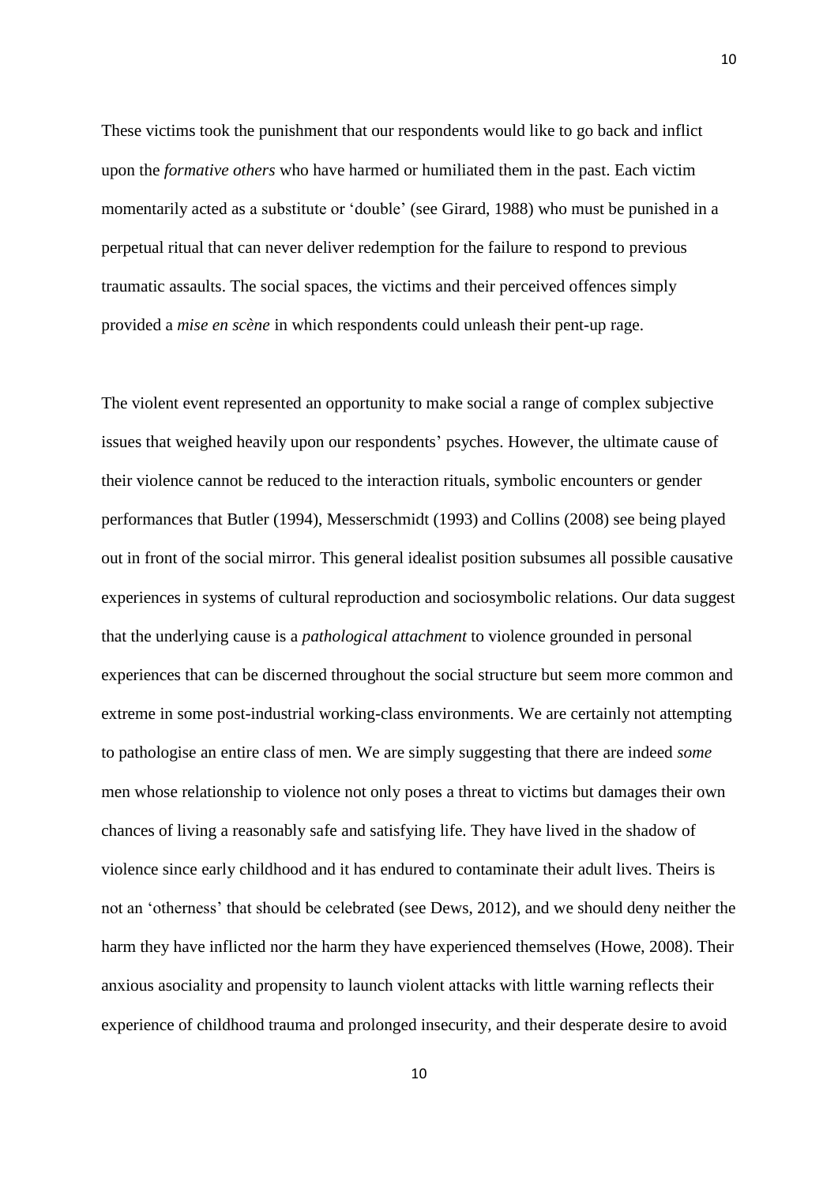These victims took the punishment that our respondents would like to go back and inflict upon the *formative others* who have harmed or humiliated them in the past. Each victim momentarily acted as a substitute or 'double' (see Girard, 1988) who must be punished in a perpetual ritual that can never deliver redemption for the failure to respond to previous traumatic assaults. The social spaces, the victims and their perceived offences simply provided a *mise en scène* in which respondents could unleash their pent-up rage.

The violent event represented an opportunity to make social a range of complex subjective issues that weighed heavily upon our respondents' psyches. However, the ultimate cause of their violence cannot be reduced to the interaction rituals, symbolic encounters or gender performances that Butler (1994), Messerschmidt (1993) and Collins (2008) see being played out in front of the social mirror. This general idealist position subsumes all possible causative experiences in systems of cultural reproduction and sociosymbolic relations. Our data suggest that the underlying cause is a *pathological attachment* to violence grounded in personal experiences that can be discerned throughout the social structure but seem more common and extreme in some post-industrial working-class environments. We are certainly not attempting to pathologise an entire class of men. We are simply suggesting that there are indeed *some* men whose relationship to violence not only poses a threat to victims but damages their own chances of living a reasonably safe and satisfying life. They have lived in the shadow of violence since early childhood and it has endured to contaminate their adult lives. Theirs is not an 'otherness' that should be celebrated (see Dews, 2012), and we should deny neither the harm they have inflicted nor the harm they have experienced themselves (Howe, 2008). Their anxious asociality and propensity to launch violent attacks with little warning reflects their experience of childhood trauma and prolonged insecurity, and their desperate desire to avoid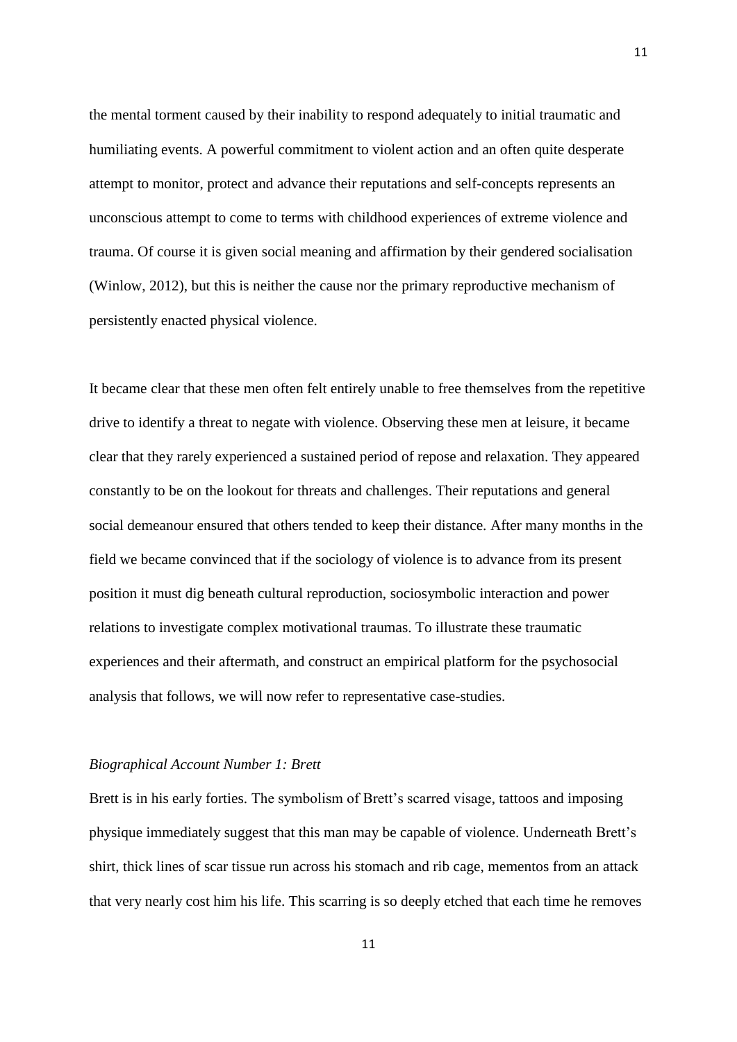the mental torment caused by their inability to respond adequately to initial traumatic and humiliating events. A powerful commitment to violent action and an often quite desperate attempt to monitor, protect and advance their reputations and self-concepts represents an unconscious attempt to come to terms with childhood experiences of extreme violence and trauma. Of course it is given social meaning and affirmation by their gendered socialisation (Winlow, 2012), but this is neither the cause nor the primary reproductive mechanism of persistently enacted physical violence.

It became clear that these men often felt entirely unable to free themselves from the repetitive drive to identify a threat to negate with violence. Observing these men at leisure, it became clear that they rarely experienced a sustained period of repose and relaxation. They appeared constantly to be on the lookout for threats and challenges. Their reputations and general social demeanour ensured that others tended to keep their distance. After many months in the field we became convinced that if the sociology of violence is to advance from its present position it must dig beneath cultural reproduction, sociosymbolic interaction and power relations to investigate complex motivational traumas. To illustrate these traumatic experiences and their aftermath, and construct an empirical platform for the psychosocial analysis that follows, we will now refer to representative case-studies.

*Biographical Account Number 1: Brett*

Brett is in his early forties. The symbolism of Brett's scarred visage, tattoos and imposing physique immediately suggest that this man may be capable of violence. Underneath Brett's shirt, thick lines of scar tissue run across his stomach and rib cage, mementos from an attack that very nearly cost him his life. This scarring is so deeply etched that each time he removes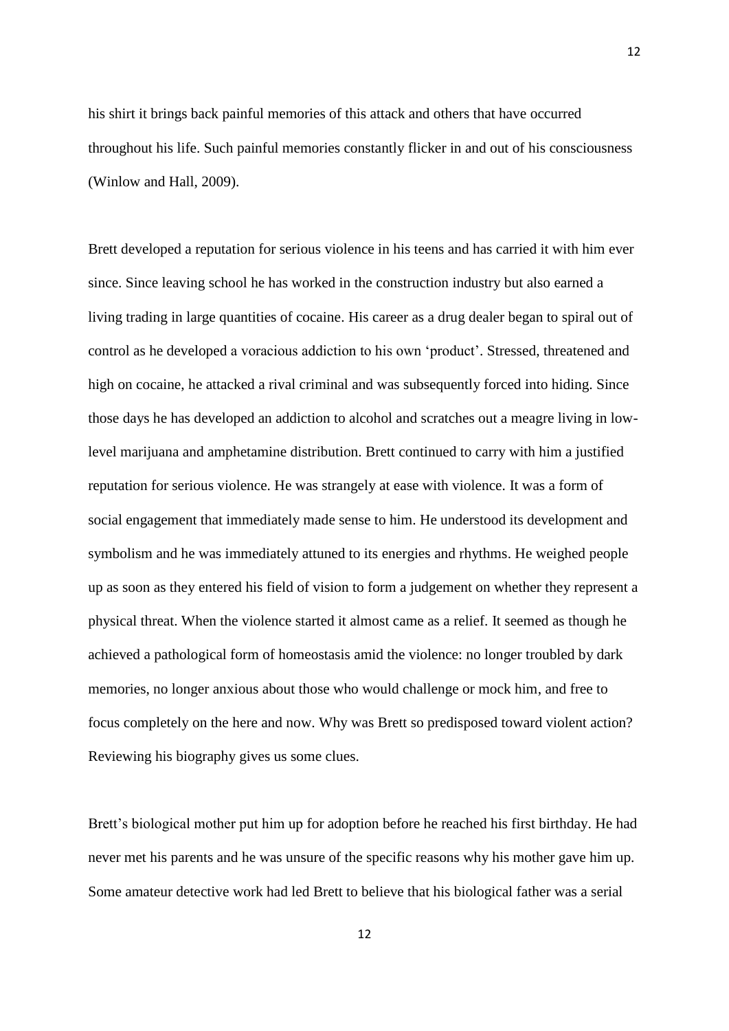his shirt it brings back painful memories of this attack and others that have occurred throughout his life. Such painful memories constantly flicker in and out of his consciousness (Winlow and Hall, 2009).

Brett developed a reputation for serious violence in his teens and has carried it with him ever since. Since leaving school he has worked in the construction industry but also earned a living trading in large quantities of cocaine. His career as a drug dealer began to spiral out of control as he developed a voracious addiction to his own 'product'. Stressed, threatened and high on cocaine, he attacked a rival criminal and was subsequently forced into hiding. Since those days he has developed an addiction to alcohol and scratches out a meagre living in low-level marijuana and amphetamine distribution. Brett continued to carry with him a justified reputation for serious violence. He was strangely at ease with violence. It was a form of social engagement that immediately made sense to him. He understood its development and symbolism and he was immediately attuned to its energies and rhythms. He weighed people up as soon as they entered his field of vision to form a judgement on whether they represent a physical threat. When the violence started it almost came as a relief. It seemed as though he achieved a pathological form of homeostasis amid the violence: no longer troubled by dark memories, no longer anxious about those who would challenge or mock him, and free to focus completely on the here and now. Why was Brett so predisposed toward violent action? Reviewing his biography gives us some clues.

Brett's biological mother put him up for adoption before he reached his first birthday. He had never met his parents and he was unsure of the specific reasons why his mother gave him up. Some amateur detective work had led Brett to believe that his biological father was a serial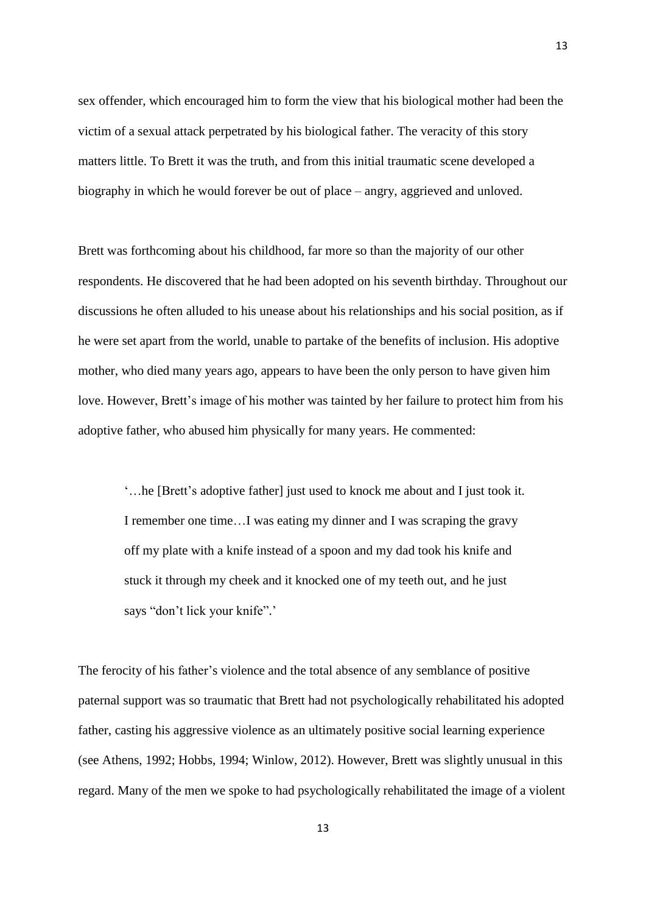sex offender, which encouraged him to form the view that his biological mother had been the victim of a sexual attack perpetrated by his biological father. The veracity of this story matters little. To Brett it was the truth, and from this initial traumatic scene developed a biography in which he would forever be out of place – angry, aggrieved and unloved.

Brett was forthcoming about his childhood, far more so than the majority of our other respondents. He discovered that he had been adopted on his seventh birthday. Throughout our discussions he often alluded to his unease about his relationships and his social position, as if he were set apart from the world, unable to partake of the benefits of inclusion. His adoptive mother, who died many years ago, appears to have been the only person to have given him love. However, Brett's image of his mother was tainted by her failure to protect him from his adoptive father, who abused him physically for many years. He commented:

> '…he [Brett's adoptive father] just used to knock me about and I just took it. I remember one time…I was eating my dinner and I was scraping the gravy off my plate with a knife instead of a spoon and my dad took his knife and stuck it through my cheek and it knocked one of my teeth out, and he just says "don't lick your knife".'

The ferocity of his father's violence and the total absence of any semblance of positive paternal support was so traumatic that Brett had not psychologically rehabilitated his adopted father, casting his aggressive violence as an ultimately positive social learning experience (see Athens, 1992; Hobbs, 1994; Winlow, 2012). However, Brett was slightly unusual in this regard. Many of the men we spoke to had psychologically rehabilitated the image of a violent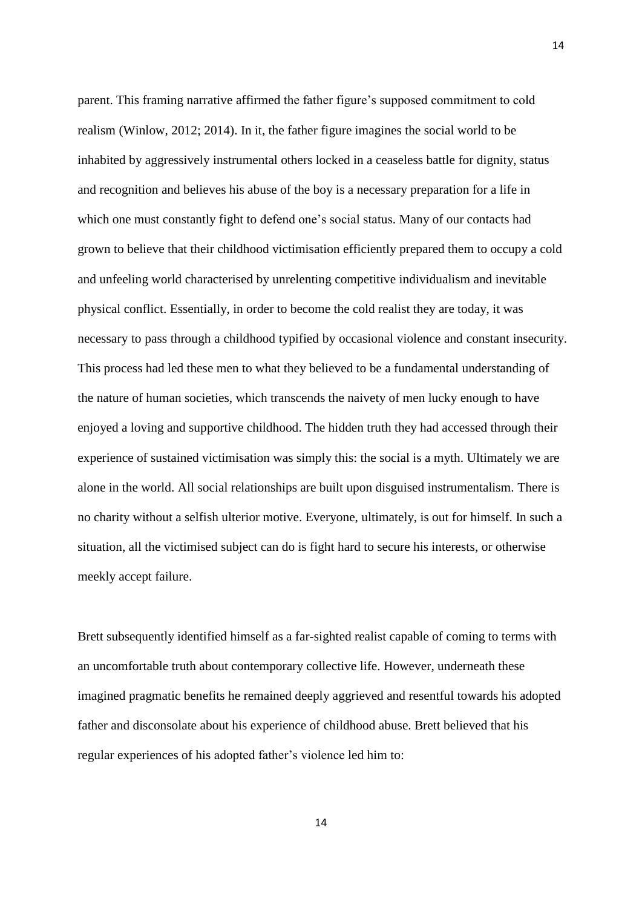parent. This framing narrative affirmed the father figure's supposed commitment to cold realism (Winlow, 2012; 2014). In it, the father figure imagines the social world to be inhabited by aggressively instrumental others locked in a ceaseless battle for dignity, status and recognition and believes his abuse of the boy is a necessary preparation for a life in which one must constantly fight to defend one's social status. Many of our contacts had grown to believe that their childhood victimisation efficiently prepared them to occupy a cold and unfeeling world characterised by unrelenting competitive individualism and inevitable physical conflict. Essentially, in order to become the cold realist they are today, it was necessary to pass through a childhood typified by occasional violence and constant insecurity. This process had led these men to what they believed to be a fundamental understanding of the nature of human societies, which transcends the naivety of men lucky enough to have enjoyed a loving and supportive childhood. The hidden truth they had accessed through their experience of sustained victimisation was simply this: the social is a myth. Ultimately we are alone in the world. All social relationships are built upon disguised instrumentalism. There is no charity without a selfish ulterior motive. Everyone, ultimately, is out for himself. In such a situation, all the victimised subject can do is fight hard to secure his interests, or otherwise meekly accept failure.

Brett subsequently identified himself as a far-sighted realist capable of coming to terms with an uncomfortable truth about contemporary collective life. However, underneath these imagined pragmatic benefits he remained deeply aggrieved and resentful towards his adopted father and disconsolate about his experience of childhood abuse. Brett believed that his regular experiences of his adopted father's violence led him to: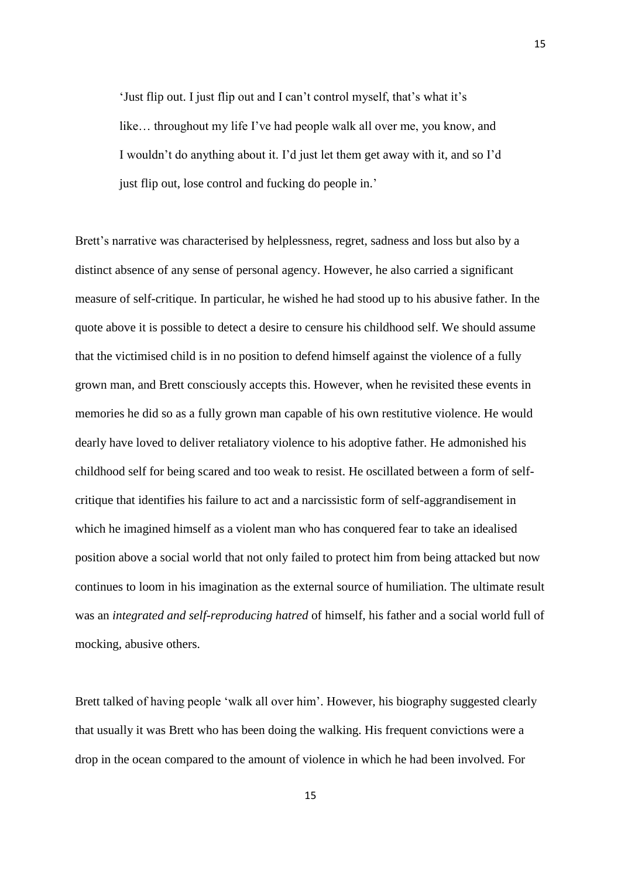> 'Just flip out. I just flip out and I can't control myself, that's what it's like… throughout my life I've had people walk all over me, you know, and I wouldn't do anything about it. I'd just let them get away with it, and so I'd just flip out, lose control and fucking do people in.'

Brett's narrative was characterised by helplessness, regret, sadness and loss but also by a distinct absence of any sense of personal agency. However, he also carried a significant measure of self-critique. In particular, he wished he had stood up to his abusive father. In the quote above it is possible to detect a desire to censure his childhood self. We should assume that the victimised child is in no position to defend himself against the violence of a fully grown man, and Brett consciously accepts this. However, when he revisited these events in memories he did so as a fully grown man capable of his own restitutive violence. He would dearly have loved to deliver retaliatory violence to his adoptive father. He admonished his childhood self for being scared and too weak to resist. He oscillated between a form of self-critique that identifies his failure to act and a narcissistic form of self-aggrandisement in which he imagined himself as a violent man who has conquered fear to take an idealised position above a social world that not only failed to protect him from being attacked but now continues to loom in his imagination as the external source of humiliation. The ultimate result was an *integrated and self-reproducing hatred* of himself, his father and a social world full of mocking, abusive others.

Brett talked of having people 'walk all over him'. However, his biography suggested clearly that usually it was Brett who has been doing the walking. His frequent convictions were a drop in the ocean compared to the amount of violence in which he had been involved. For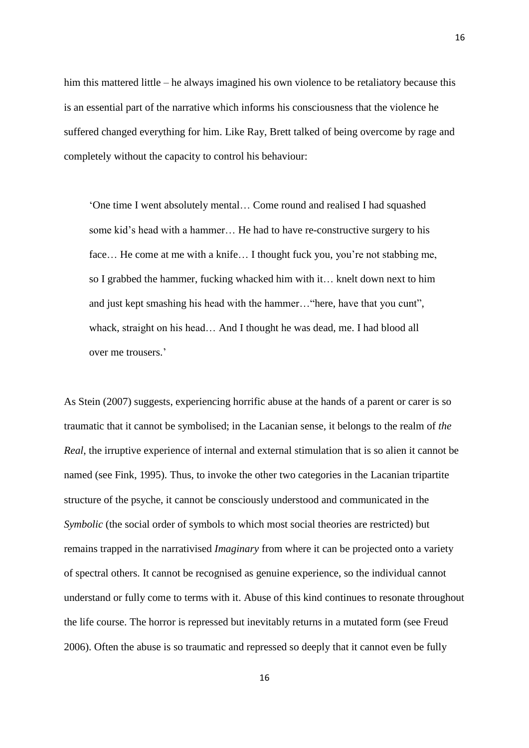him this mattered little – he always imagined his own violence to be retaliatory because this is an essential part of the narrative which informs his consciousness that the violence he suffered changed everything for him. Like Ray, Brett talked of being overcome by rage and completely without the capacity to control his behaviour:

> 'One time I went absolutely mental… Come round and realised I had squashed some kid's head with a hammer… He had to have re-constructive surgery to his face… He come at me with a knife… I thought fuck you, you're not stabbing me, so I grabbed the hammer, fucking whacked him with it… knelt down next to him and just kept smashing his head with the hammer…"here, have that you cunt", whack, straight on his head… And I thought he was dead, me. I had blood all over me trousers.'

As Stein (2007) suggests, experiencing horrific abuse at the hands of a parent or carer is so traumatic that it cannot be symbolised; in the Lacanian sense, it belongs to the realm of *the Real*, the irruptive experience of internal and external stimulation that is so alien it cannot be named (see Fink, 1995). Thus, to invoke the other two categories in the Lacanian tripartite structure of the psyche, it cannot be consciously understood and communicated in the *Symbolic* (the social order of symbols to which most social theories are restricted) but remains trapped in the narrativised *Imaginary* from where it can be projected onto a variety of spectral others. It cannot be recognised as genuine experience, so the individual cannot understand or fully come to terms with it. Abuse of this kind continues to resonate throughout the life course. The horror is repressed but inevitably returns in a mutated form (see Freud 2006). Often the abuse is so traumatic and repressed so deeply that it cannot even be fully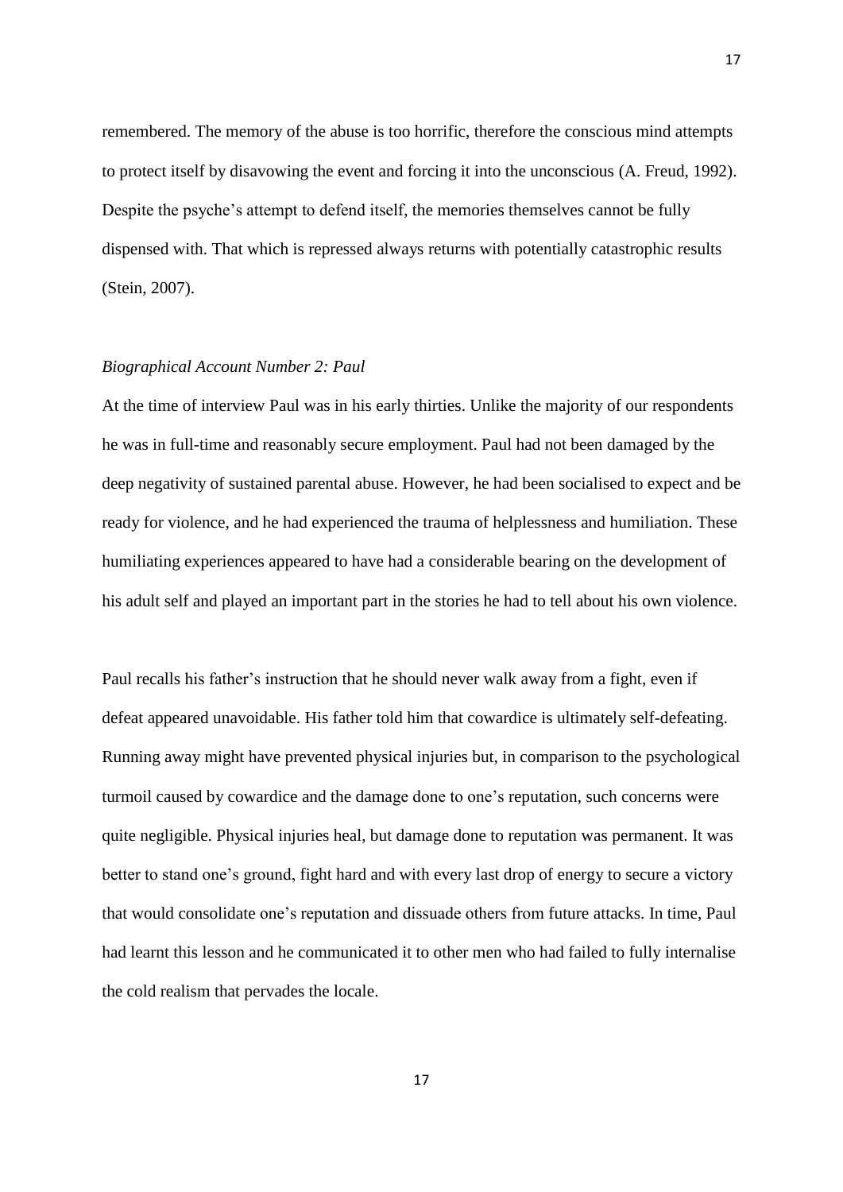remembered. The memory of the abuse is too horrific, therefore the conscious mind attempts to protect itself by disavowing the event and forcing it into the unconscious (A. Freud, 1992). Despite the psyche's attempt to defend itself, the memories themselves cannot be fully dispensed with. That which is repressed always returns with potentially catastrophic results (Stein, 2007).

*Biographical Account Number 2: Paul*

At the time of interview Paul was in his early thirties. Unlike the majority of our respondents he was in full-time and reasonably secure employment. Paul had not been damaged by the deep negativity of sustained parental abuse. However, he had been socialised to expect and be ready for violence, and he had experienced the trauma of helplessness and humiliation. These humiliating experiences appeared to have had a considerable bearing on the development of his adult self and played an important part in the stories he had to tell about his own violence.

Paul recalls his father's instruction that he should never walk away from a fight, even if defeat appeared unavoidable. His father told him that cowardice is ultimately self-defeating. Running away might have prevented physical injuries but, in comparison to the psychological turmoil caused by cowardice and the damage done to one's reputation, such concerns were quite negligible. Physical injuries heal, but damage done to reputation was permanent. It was better to stand one's ground, fight hard and with every last drop of energy to secure a victory that would consolidate one's reputation and dissuade others from future attacks. In time, Paul had learnt this lesson and he communicated it to other men who had failed to fully internalise the cold realism that pervades the locale.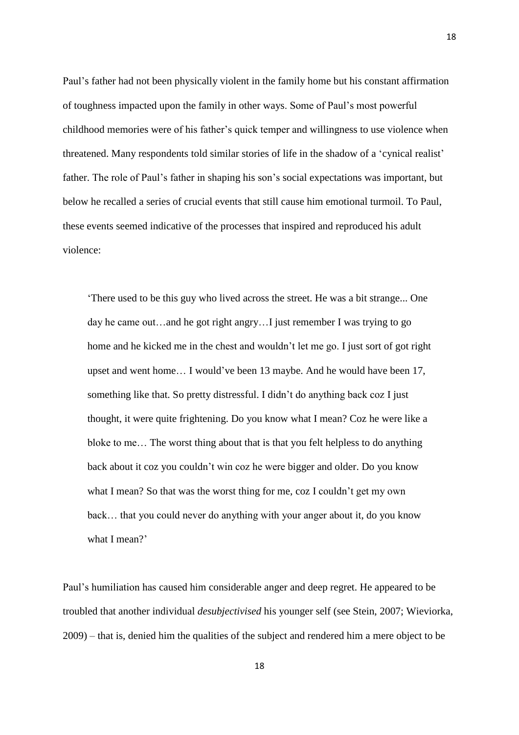Paul's father had not been physically violent in the family home but his constant affirmation of toughness impacted upon the family in other ways. Some of Paul's most powerful childhood memories were of his father's quick temper and willingness to use violence when threatened. Many respondents told similar stories of life in the shadow of a 'cynical realist' father. The role of Paul's father in shaping his son's social expectations was important, but below he recalled a series of crucial events that still cause him emotional turmoil. To Paul, these events seemed indicative of the processes that inspired and reproduced his adult violence:

> 'There used to be this guy who lived across the street. He was a bit strange... One day he came out…and he got right angry…I just remember I was trying to go home and he kicked me in the chest and wouldn't let me go. I just sort of got right upset and went home… I would've been 13 maybe. And he would have been 17, something like that. So pretty distressful. I didn't do anything back coz I just thought, it were quite frightening. Do you know what I mean? Coz he were like a bloke to me… The worst thing about that is that you felt helpless to do anything back about it coz you couldn't win coz he were bigger and older. Do you know what I mean? So that was the worst thing for me, coz I couldn't get my own back… that you could never do anything with your anger about it, do you know what I mean?'

Paul's humiliation has caused him considerable anger and deep regret. He appeared to be troubled that another individual *desubjectivised* his younger self (see Stein, 2007; Wieviorka, 2009) – that is, denied him the qualities of the subject and rendered him a mere object to be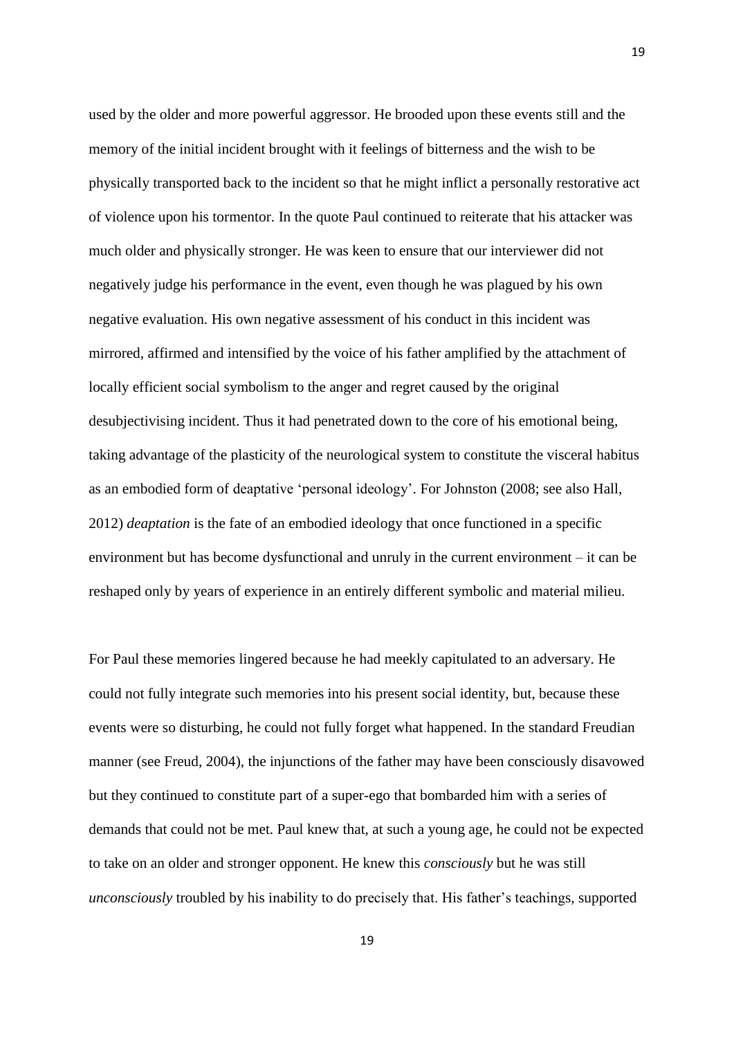used by the older and more powerful aggressor. He brooded upon these events still and the memory of the initial incident brought with it feelings of bitterness and the wish to be physically transported back to the incident so that he might inflict a personally restorative act of violence upon his tormentor. In the quote Paul continued to reiterate that his attacker was much older and physically stronger. He was keen to ensure that our interviewer did not negatively judge his performance in the event, even though he was plagued by his own negative evaluation. His own negative assessment of his conduct in this incident was mirrored, affirmed and intensified by the voice of his father amplified by the attachment of locally efficient social symbolism to the anger and regret caused by the original desubjectivising incident. Thus it had penetrated down to the core of his emotional being, taking advantage of the plasticity of the neurological system to constitute the visceral habitus as an embodied form of deaptative 'personal ideology'. For Johnston (2008; see also Hall, 2012) *deaptation* is the fate of an embodied ideology that once functioned in a specific environment but has become dysfunctional and unruly in the current environment – it can be reshaped only by years of experience in an entirely different symbolic and material milieu.

For Paul these memories lingered because he had meekly capitulated to an adversary. He could not fully integrate such memories into his present social identity, but, because these events were so disturbing, he could not fully forget what happened. In the standard Freudian manner (see Freud, 2004), the injunctions of the father may have been consciously disavowed but they continued to constitute part of a super-ego that bombarded him with a series of demands that could not be met. Paul knew that, at such a young age, he could not be expected to take on an older and stronger opponent. He knew this *consciously* but he was still *unconsciously* troubled by his inability to do precisely that. His father's teachings, supported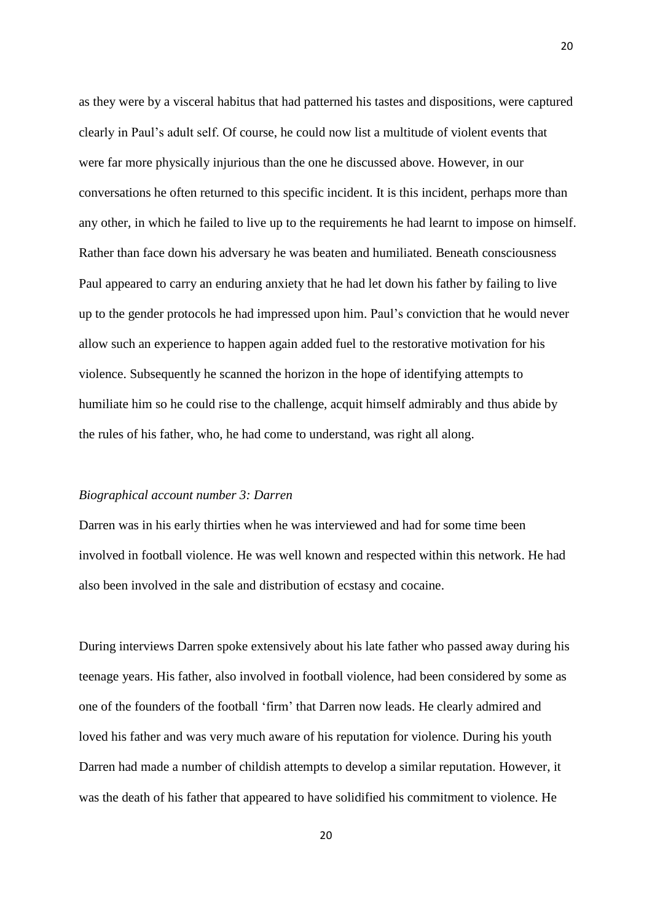as they were by a visceral habitus that had patterned his tastes and dispositions, were captured clearly in Paul's adult self. Of course, he could now list a multitude of violent events that were far more physically injurious than the one he discussed above. However, in our conversations he often returned to this specific incident. It is this incident, perhaps more than any other, in which he failed to live up to the requirements he had learnt to impose on himself. Rather than face down his adversary he was beaten and humiliated. Beneath consciousness Paul appeared to carry an enduring anxiety that he had let down his father by failing to live up to the gender protocols he had impressed upon him. Paul's conviction that he would never allow such an experience to happen again added fuel to the restorative motivation for his violence. Subsequently he scanned the horizon in the hope of identifying attempts to humiliate him so he could rise to the challenge, acquit himself admirably and thus abide by the rules of his father, who, he had come to understand, was right all along.

*Biographical account number 3: Darren*

Darren was in his early thirties when he was interviewed and had for some time been involved in football violence. He was well known and respected within this network. He had also been involved in the sale and distribution of ecstasy and cocaine.

During interviews Darren spoke extensively about his late father who passed away during his teenage years. His father, also involved in football violence, had been considered by some as one of the founders of the football 'firm' that Darren now leads. He clearly admired and loved his father and was very much aware of his reputation for violence. During his youth Darren had made a number of childish attempts to develop a similar reputation. However, it was the death of his father that appeared to have solidified his commitment to violence. He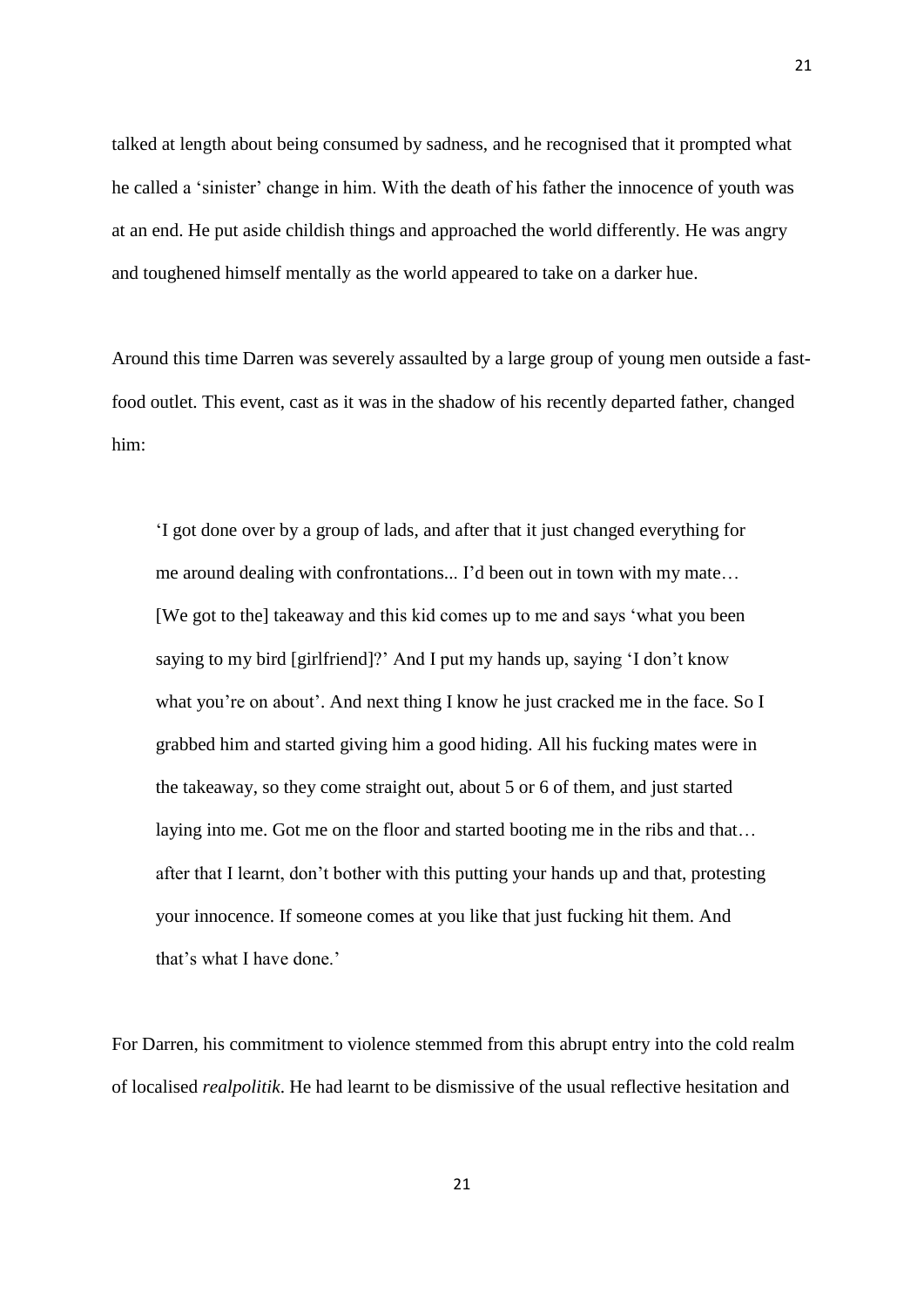talked at length about being consumed by sadness, and he recognised that it prompted what he called a 'sinister' change in him. With the death of his father the innocence of youth was at an end. He put aside childish things and approached the world differently. He was angry and toughened himself mentally as the world appeared to take on a darker hue.

Around this time Darren was severely assaulted by a large group of young men outside a fast-food outlet. This event, cast as it was in the shadow of his recently departed father, changed him:

> 'I got done over by a group of lads, and after that it just changed everything for me around dealing with confrontations... I'd been out in town with my mate… [We got to the] takeaway and this kid comes up to me and says 'what you been saying to my bird [girlfriend]?' And I put my hands up, saying 'I don't know what you're on about'. And next thing I know he just cracked me in the face. So I grabbed him and started giving him a good hiding. All his fucking mates were in the takeaway, so they come straight out, about 5 or 6 of them, and just started laying into me. Got me on the floor and started booting me in the ribs and that… after that I learnt, don't bother with this putting your hands up and that, protesting your innocence. If someone comes at you like that just fucking hit them. And that's what I have done.'

For Darren, his commitment to violence stemmed from this abrupt entry into the cold realm of localised *realpolitik*. He had learnt to be dismissive of the usual reflective hesitation and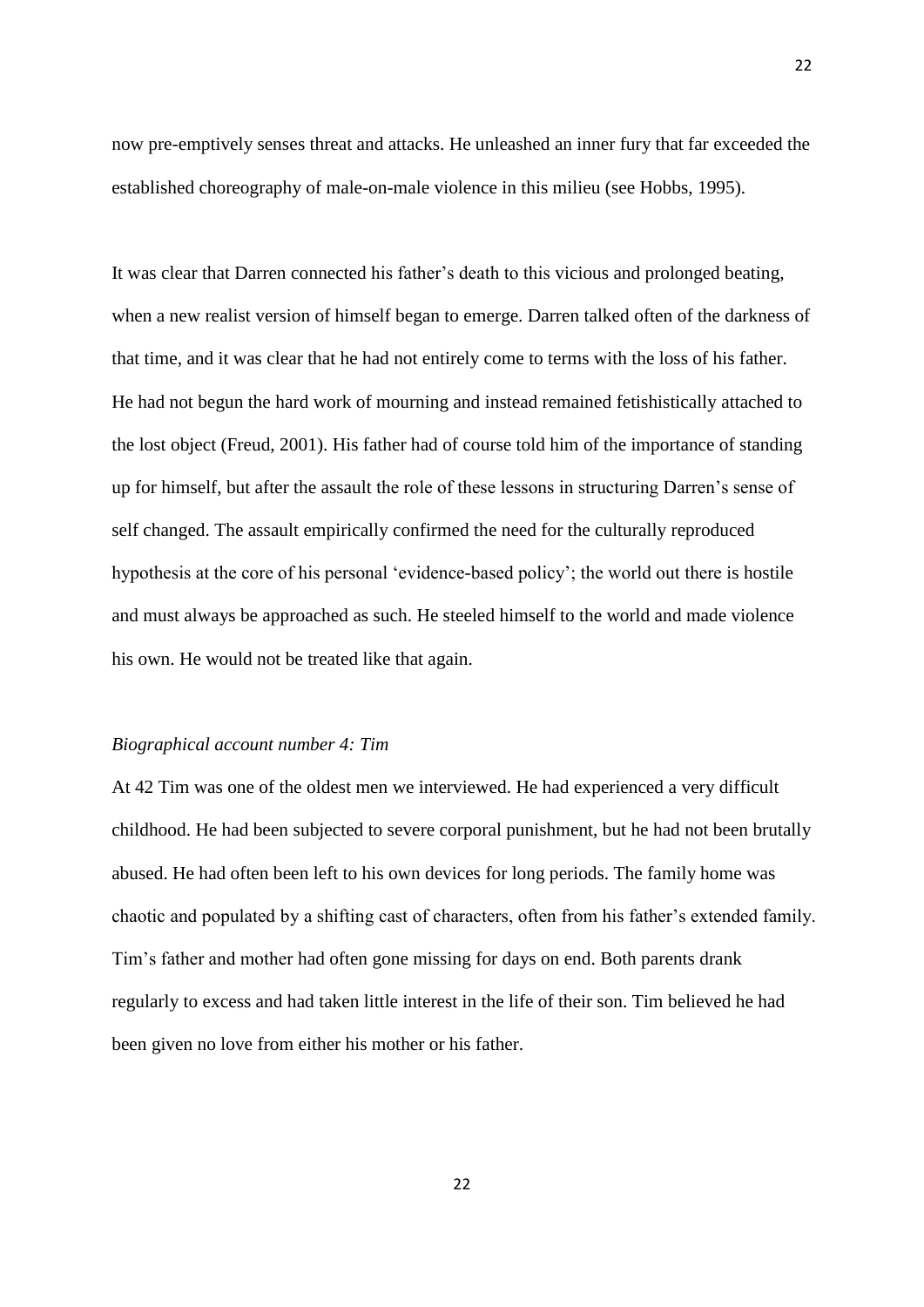now pre-emptively senses threat and attacks. He unleashed an inner fury that far exceeded the established choreography of male-on-male violence in this milieu (see Hobbs, 1995).

It was clear that Darren connected his father's death to this vicious and prolonged beating, when a new realist version of himself began to emerge. Darren talked often of the darkness of that time, and it was clear that he had not entirely come to terms with the loss of his father. He had not begun the hard work of mourning and instead remained fetishistically attached to the lost object (Freud, 2001). His father had of course told him of the importance of standing up for himself, but after the assault the role of these lessons in structuring Darren's sense of self changed. The assault empirically confirmed the need for the culturally reproduced hypothesis at the core of his personal 'evidence-based policy'; the world out there is hostile and must always be approached as such. He steeled himself to the world and made violence his own. He would not be treated like that again.

*Biographical account number 4: Tim*

At 42 Tim was one of the oldest men we interviewed. He had experienced a very difficult childhood. He had been subjected to severe corporal punishment, but he had not been brutally abused. He had often been left to his own devices for long periods. The family home was chaotic and populated by a shifting cast of characters, often from his father's extended family. Tim's father and mother had often gone missing for days on end. Both parents drank regularly to excess and had taken little interest in the life of their son. Tim believed he had been given no love from either his mother or his father.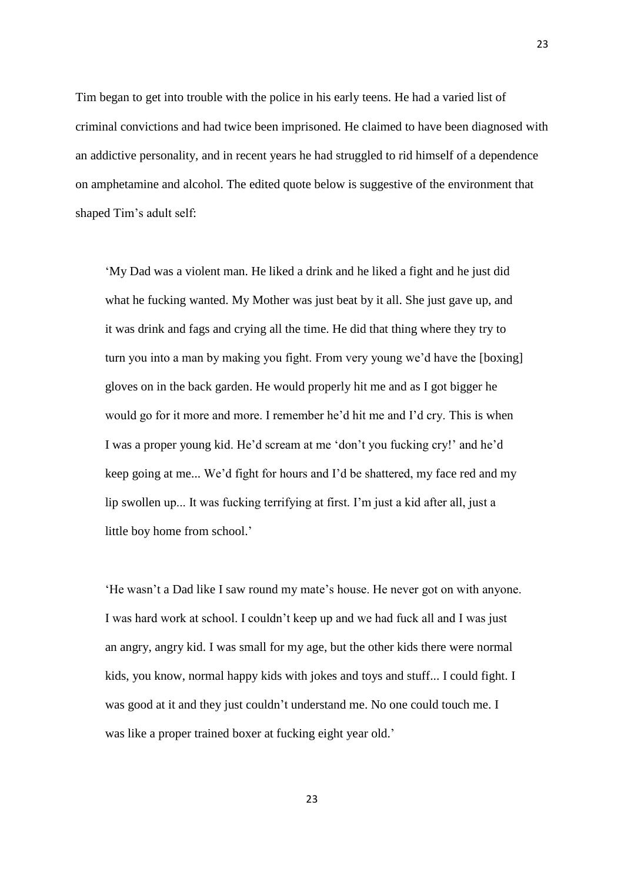Tim began to get into trouble with the police in his early teens. He had a varied list of criminal convictions and had twice been imprisoned. He claimed to have been diagnosed with an addictive personality, and in recent years he had struggled to rid himself of a dependence on amphetamine and alcohol. The edited quote below is suggestive of the environment that shaped Tim's adult self:

> 'My Dad was a violent man. He liked a drink and he liked a fight and he just did what he fucking wanted. My Mother was just beat by it all. She just gave up, and it was drink and fags and crying all the time. He did that thing where they try to turn you into a man by making you fight. From very young we'd have the [boxing] gloves on in the back garden. He would properly hit me and as I got bigger he would go for it more and more. I remember he'd hit me and I'd cry. This is when I was a proper young kid. He'd scream at me 'don't you fucking cry!' and he'd keep going at me... We'd fight for hours and I'd be shattered, my face red and my lip swollen up... It was fucking terrifying at first. I'm just a kid after all, just a little boy home from school.'

> 'He wasn't a Dad like I saw round my mate's house. He never got on with anyone. I was hard work at school. I couldn't keep up and we had fuck all and I was just an angry, angry kid. I was small for my age, but the other kids there were normal kids, you know, normal happy kids with jokes and toys and stuff... I could fight. I was good at it and they just couldn't understand me. No one could touch me. I was like a proper trained boxer at fucking eight year old.'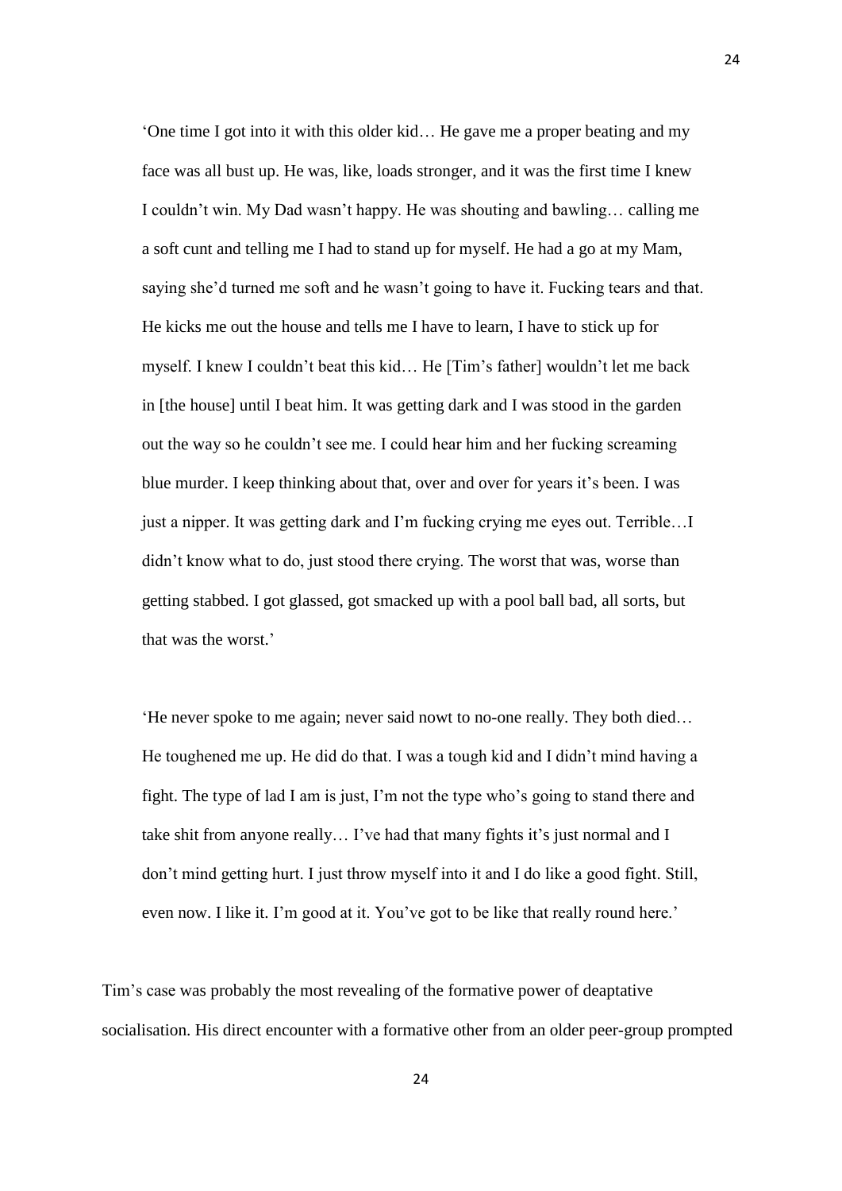> 'One time I got into it with this older kid… He gave me a proper beating and my face was all bust up. He was, like, loads stronger, and it was the first time I knew I couldn't win. My Dad wasn't happy. He was shouting and bawling… calling me a soft cunt and telling me I had to stand up for myself. He had a go at my Mam, saying she'd turned me soft and he wasn't going to have it. Fucking tears and that. He kicks me out the house and tells me I have to learn, I have to stick up for myself. I knew I couldn't beat this kid… He [Tim's father] wouldn't let me back in [the house] until I beat him. It was getting dark and I was stood in the garden out the way so he couldn't see me. I could hear him and her fucking screaming blue murder. I keep thinking about that, over and over for years it's been. I was just a nipper. It was getting dark and I'm fucking crying me eyes out. Terrible…I didn't know what to do, just stood there crying. The worst that was, worse than getting stabbed. I got glassed, got smacked up with a pool ball bad, all sorts, but that was the worst.'

> 'He never spoke to me again; never said nowt to no-one really. They both died… He toughened me up. He did do that. I was a tough kid and I didn't mind having a fight. The type of lad I am is just, I'm not the type who's going to stand there and take shit from anyone really… I've had that many fights it's just normal and I don't mind getting hurt. I just throw myself into it and I do like a good fight. Still, even now. I like it. I'm good at it. You've got to be like that really round here.'

Tim's case was probably the most revealing of the formative power of deaptative socialisation. His direct encounter with a formative other from an older peer-group prompted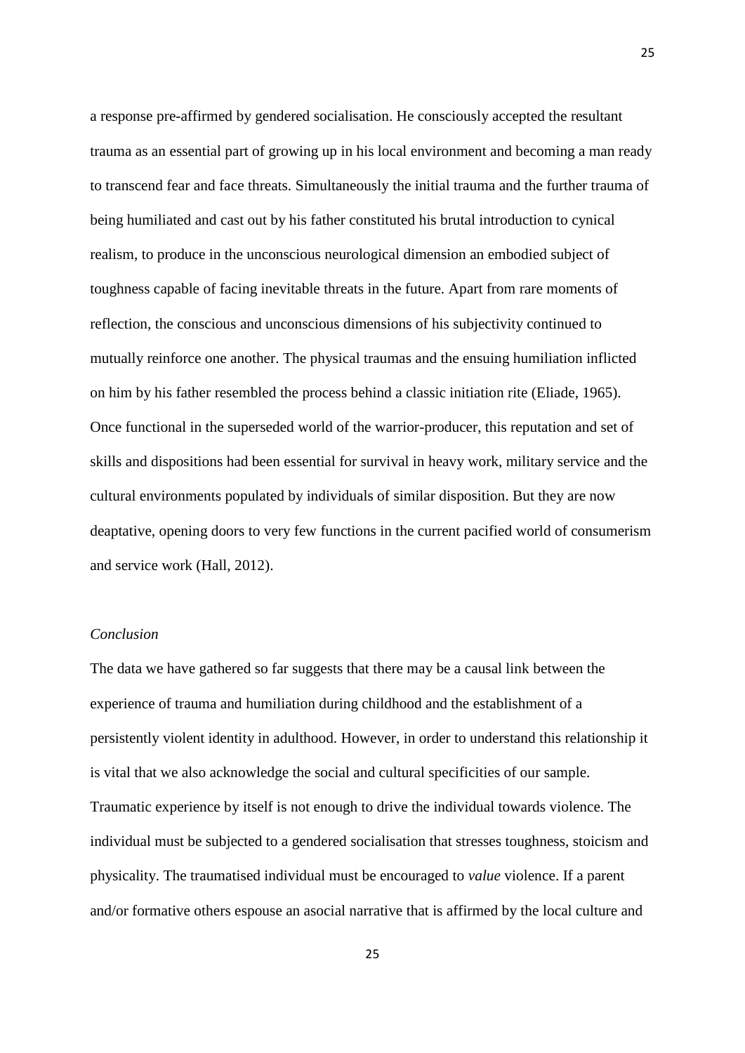a response pre-affirmed by gendered socialisation. He consciously accepted the resultant trauma as an essential part of growing up in his local environment and becoming a man ready to transcend fear and face threats. Simultaneously the initial trauma and the further trauma of being humiliated and cast out by his father constituted his brutal introduction to cynical realism, to produce in the unconscious neurological dimension an embodied subject of toughness capable of facing inevitable threats in the future. Apart from rare moments of reflection, the conscious and unconscious dimensions of his subjectivity continued to mutually reinforce one another. The physical traumas and the ensuing humiliation inflicted on him by his father resembled the process behind a classic initiation rite (Eliade, 1965). Once functional in the superseded world of the warrior-producer, this reputation and set of skills and dispositions had been essential for survival in heavy work, military service and the cultural environments populated by individuals of similar disposition. But they are now deaptative, opening doors to very few functions in the current pacified world of consumerism and service work (Hall, 2012).

### *Conclusion*

The data we have gathered so far suggests that there may be a causal link between the experience of trauma and humiliation during childhood and the establishment of a persistently violent identity in adulthood. However, in order to understand this relationship it is vital that we also acknowledge the social and cultural specificities of our sample. Traumatic experience by itself is not enough to drive the individual towards violence. The individual must be subjected to a gendered socialisation that stresses toughness, stoicism and physicality. The traumatised individual must be encouraged to *value* violence. If a parent and/or formative others espouse an asocial narrative that is affirmed by the local culture and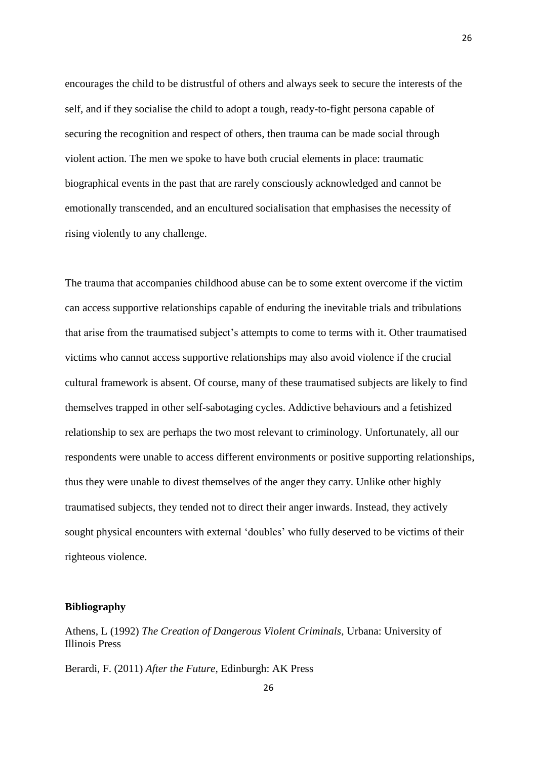encourages the child to be distrustful of others and always seek to secure the interests of the self, and if they socialise the child to adopt a tough, ready-to-fight persona capable of securing the recognition and respect of others, then trauma can be made social through violent action. The men we spoke to have both crucial elements in place: traumatic biographical events in the past that are rarely consciously acknowledged and cannot be emotionally transcended, and an encultured socialisation that emphasises the necessity of rising violently to any challenge.

The trauma that accompanies childhood abuse can be to some extent overcome if the victim can access supportive relationships capable of enduring the inevitable trials and tribulations that arise from the traumatised subject's attempts to come to terms with it. Other traumatised victims who cannot access supportive relationships may also avoid violence if the crucial cultural framework is absent. Of course, many of these traumatised subjects are likely to find themselves trapped in other self-sabotaging cycles. Addictive behaviours and a fetishized relationship to sex are perhaps the two most relevant to criminology. Unfortunately, all our respondents were unable to access different environments or positive supporting relationships, thus they were unable to divest themselves of the anger they carry. Unlike other highly traumatised subjects, they tended not to direct their anger inwards. Instead, they actively sought physical encounters with external 'doubles' who fully deserved to be victims of their righteous violence.

## Bibliography

Athens, L (1992) *The Creation of Dangerous Violent Criminals*, Urbana: University of Illinois Press

Berardi, F. (2011) *After the Future*, Edinburgh: AK Press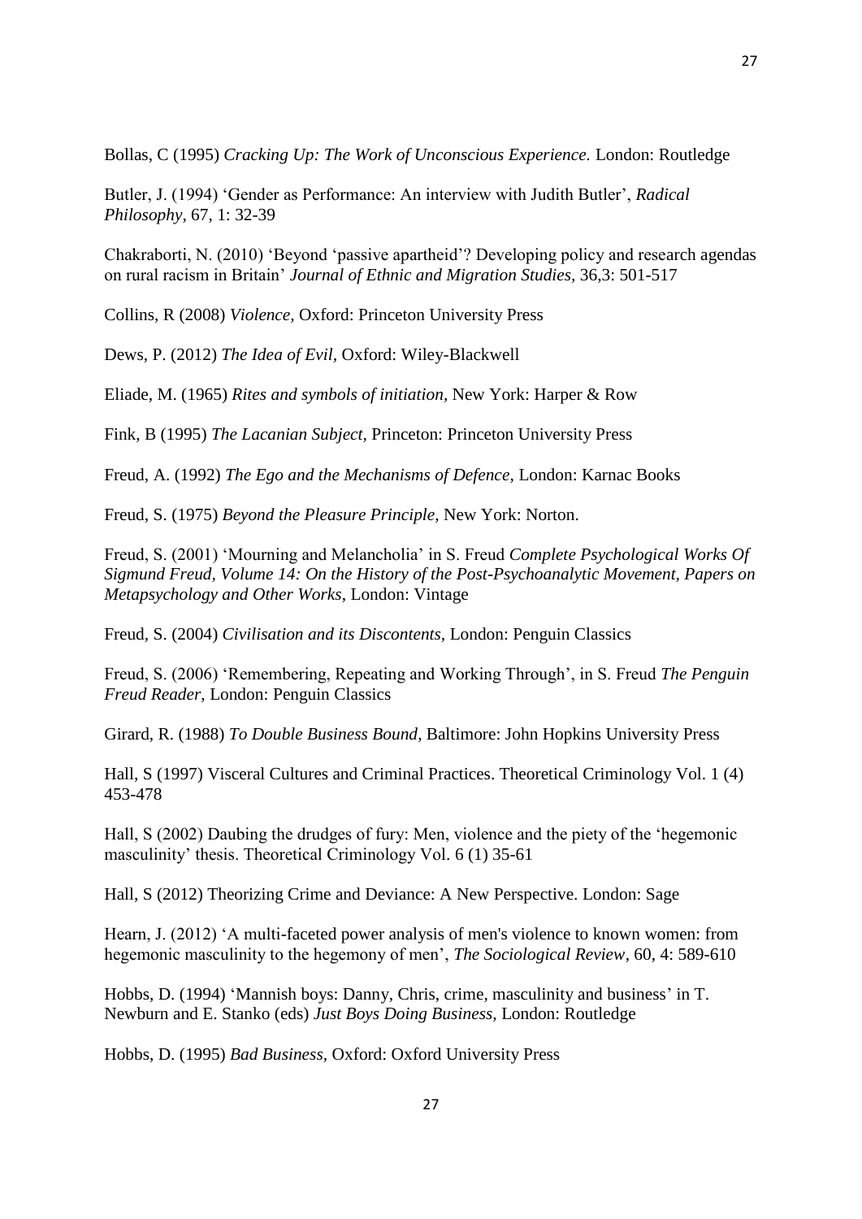Bollas, C (1995) *Cracking Up: The Work of Unconscious Experience.* London: Routledge

Butler, J. (1994) 'Gender as Performance: An interview with Judith Butler', *Radical Philosophy*, 67, 1: 32-39

Chakraborti, N. (2010) 'Beyond 'passive apartheid'? Developing policy and research agendas on rural racism in Britain' *Journal of Ethnic and Migration Studies,* 36,3: 501-517

Collins, R (2008) *Violence,* Oxford: Princeton University Press

Dews, P. (2012) *The Idea of Evil*, Oxford: Wiley-Blackwell

Eliade, M. (1965) *Rites and symbols of initiation,* New York: Harper & Row

Fink, B (1995) *The Lacanian Subject*, Princeton: Princeton University Press

Freud, A. (1992) *The Ego and the Mechanisms of Defence,* London: Karnac Books

Freud, S. (1975) *Beyond the Pleasure Principle*, New York: Norton.

Freud, S. (2001) 'Mourning and Melancholia' in S. Freud *Complete Psychological Works Of Sigmund Freud, Volume 14: On the History of the Post-Psychoanalytic Movement, Papers on Metapsychology and Other Works*, London: Vintage

Freud, S. (2004) *Civilisation and its Discontents,* London: Penguin Classics

Freud, S. (2006) 'Remembering, Repeating and Working Through', in S. Freud *The Penguin Freud Reader*, London: Penguin Classics

Girard, R. (1988) *To Double Business Bound,* Baltimore: John Hopkins University Press

Hall, S (1997) Visceral Cultures and Criminal Practices. Theoretical Criminology Vol. 1 (4) 453-478

Hall, S (2002) Daubing the drudges of fury: Men, violence and the piety of the 'hegemonic masculinity' thesis. Theoretical Criminology Vol. 6 (1) 35-61

Hall, S (2012) Theorizing Crime and Deviance: A New Perspective. London: Sage

Hearn, J. (2012) 'A multi-faceted power analysis of men's violence to known women: from hegemonic masculinity to the hegemony of men', *The Sociological Review*, 60, 4: 589-610

Hobbs, D. (1994) 'Mannish boys: Danny, Chris, crime, masculinity and business' in T. Newburn and E. Stanko (eds) *Just Boys Doing Business,* London: Routledge

Hobbs, D. (1995) *Bad Business,* Oxford: Oxford University Press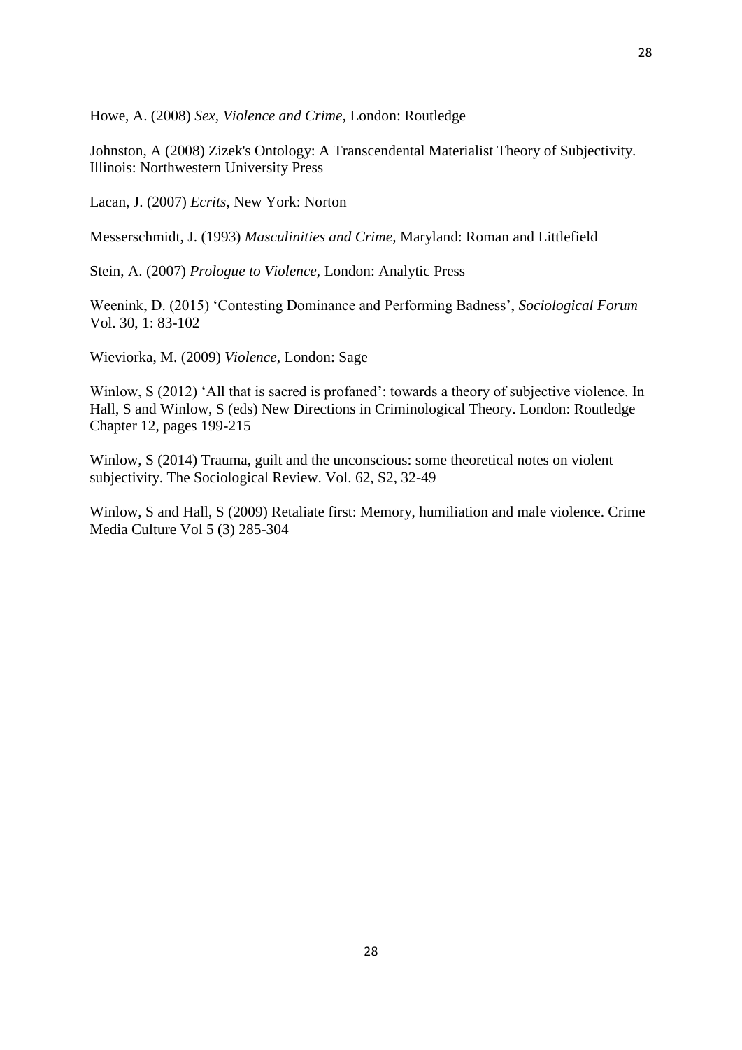Howe, A. (2008) *Sex, Violence and Crime,* London: Routledge

Johnston, A (2008) Zizek's Ontology: A Transcendental Materialist Theory of Subjectivity. Illinois: Northwestern University Press

Lacan, J. (2007) *Ecrits,* New York: Norton

Messerschmidt, J. (1993) *Masculinities and Crime,* Maryland: Roman and Littlefield

Stein, A. (2007) *Prologue to Violence,* London: Analytic Press

Weenink, D. (2015) 'Contesting Dominance and Performing Badness', *Sociological Forum* Vol. 30, 1: 83-102

Wieviorka, M. (2009) *Violence,* London: Sage

Winlow, S (2012) 'All that is sacred is profaned': towards a theory of subjective violence. In Hall, S and Winlow, S (eds) New Directions in Criminological Theory. London: Routledge Chapter 12, pages 199-215

Winlow, S (2014) Trauma, guilt and the unconscious: some theoretical notes on violent subjectivity. The Sociological Review. Vol. 62, S2, 32-49

Winlow, S and Hall, S (2009) Retaliate first: Memory, humiliation and male violence. Crime Media Culture Vol 5 (3) 285-304